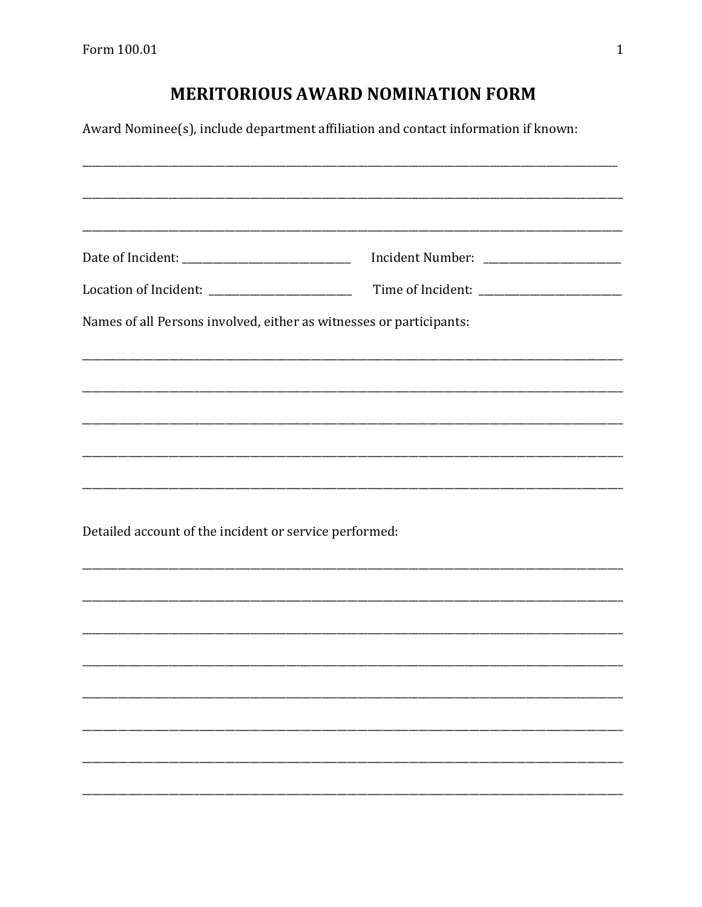# MERITORIOUS AWARD NOMINATION FORM

Award Nominee(s), include department affiliation and contact information if known:

___________________________________________________________________________

___________________________________________________________________________

___________________________________________________________________________

Date of Incident: ______________________ Incident Number: __________________

Location of Incident: ___________________ Time of Incident: __________________

Names of all Persons involved, either as witnesses or participants:

___________________________________________________________________________

___________________________________________________________________________

___________________________________________________________________________

___________________________________________________________________________

___________________________________________________________________________

Detailed account of the incident or service performed:

___________________________________________________________________________

___________________________________________________________________________

___________________________________________________________________________

___________________________________________________________________________

___________________________________________________________________________

___________________________________________________________________________

___________________________________________________________________________

___________________________________________________________________________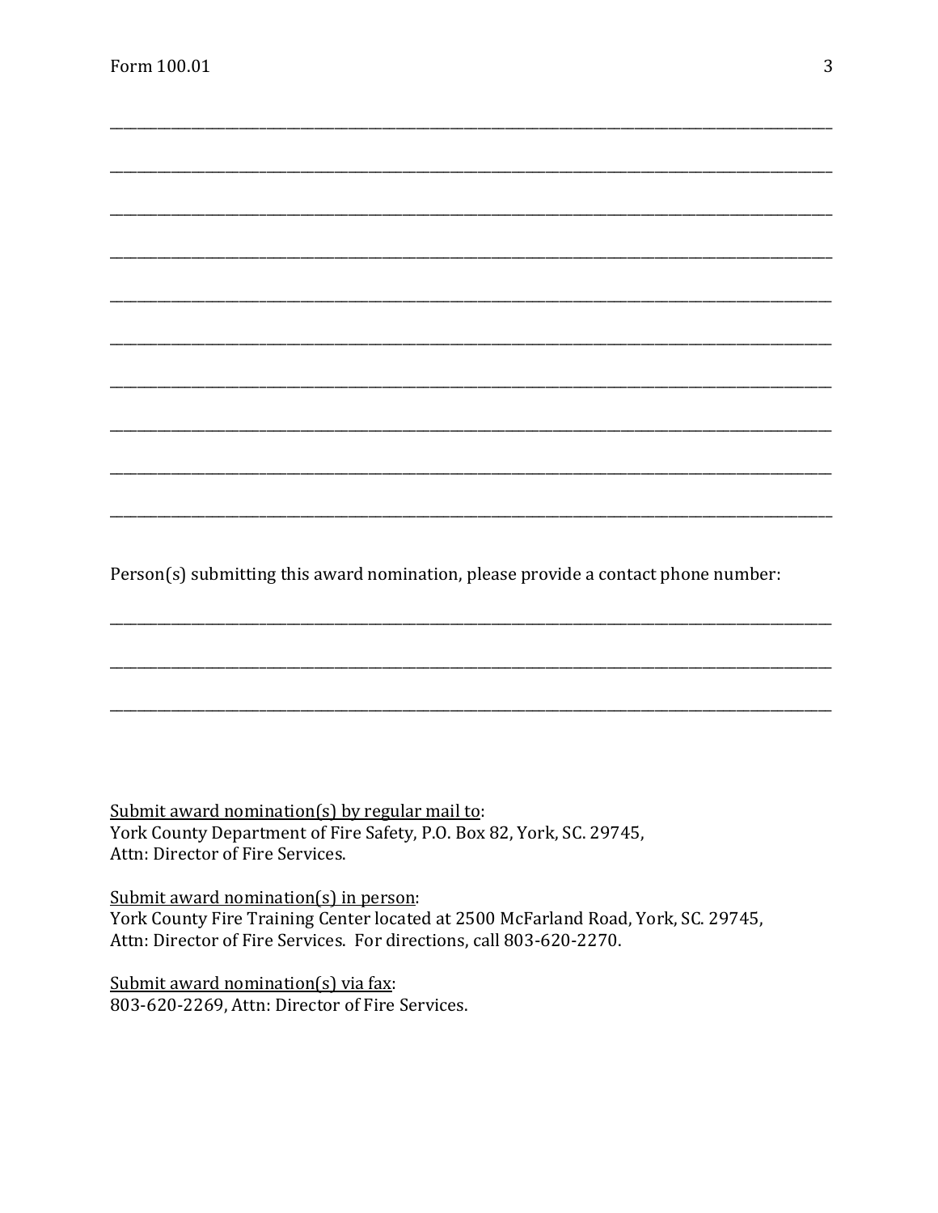______________________________________________________________________________

______________________________________________________________________________

______________________________________________________________________________

______________________________________________________________________________

______________________________________________________________________________

______________________________________________________________________________

______________________________________________________________________________

______________________________________________________________________________

______________________________________________________________________________

______________________________________________________________________________

Person(s) submitting this award nomination, please provide a contact phone number:

______________________________________________________________________________

______________________________________________________________________________

______________________________________________________________________________

<u>Submit award nomination(s) by regular mail to</u>:
York County Department of Fire Safety, P.O. Box 82, York, SC. 29745,
Attn: Director of Fire Services.

<u>Submit award nomination(s) in person</u>:
York County Fire Training Center located at 2500 McFarland Road, York, SC. 29745,
Attn: Director of Fire Services. For directions, call 803-620-2270.

<u>Submit award nomination(s) via fax</u>:
803-620-2269, Attn: Director of Fire Services.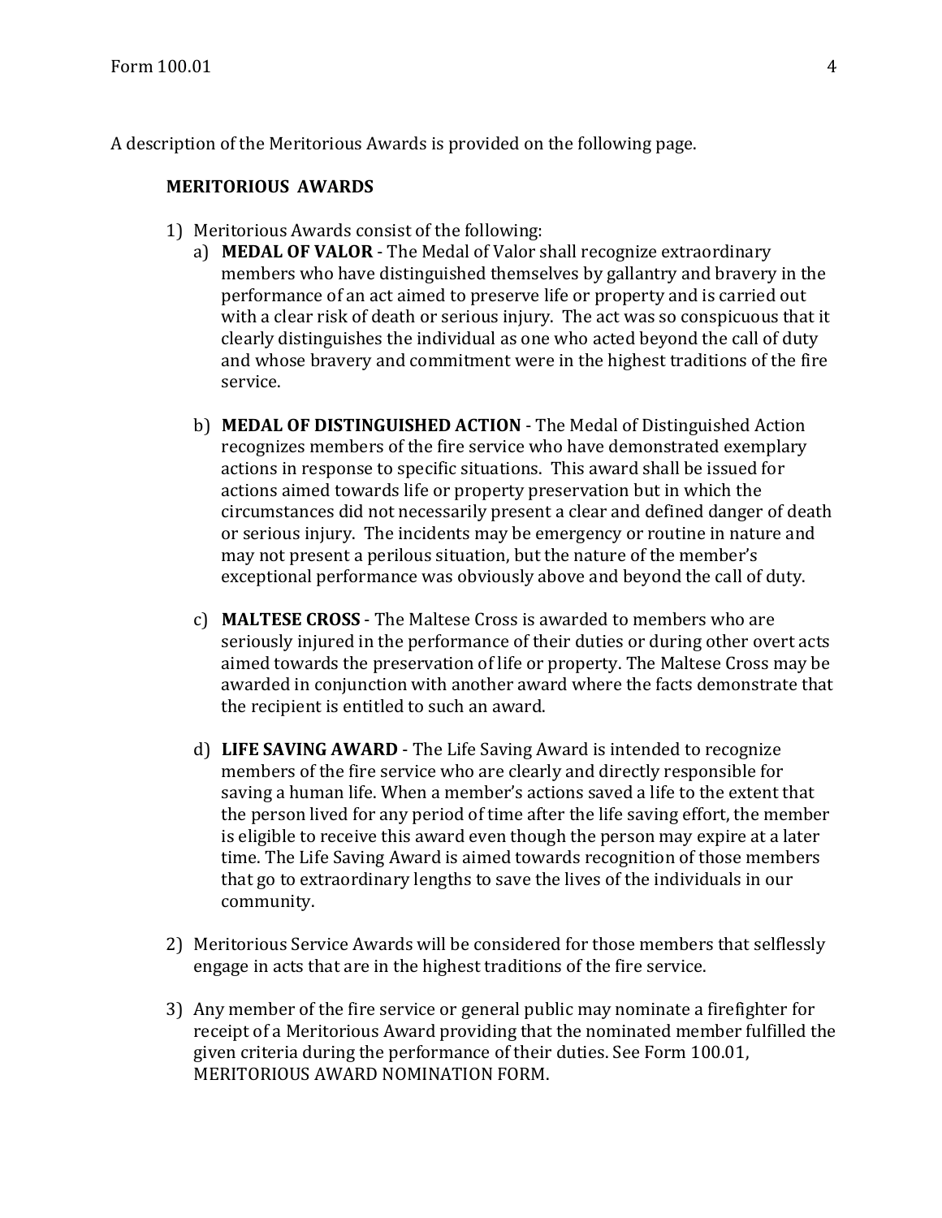A description of the Meritorious Awards is provided on the following page.

## MERITORIOUS AWARDS

1) Meritorious Awards consist of the following:
   a) **MEDAL OF VALOR** - The Medal of Valor shall recognize extraordinary members who have distinguished themselves by gallantry and bravery in the performance of an act aimed to preserve life or property and is carried out with a clear risk of death or serious injury. The act was so conspicuous that it clearly distinguishes the individual as one who acted beyond the call of duty and whose bravery and commitment were in the highest traditions of the fire service.

   b) **MEDAL OF DISTINGUISHED ACTION** - The Medal of Distinguished Action recognizes members of the fire service who have demonstrated exemplary actions in response to specific situations. This award shall be issued for actions aimed towards life or property preservation but in which the circumstances did not necessarily present a clear and defined danger of death or serious injury. The incidents may be emergency or routine in nature and may not present a perilous situation, but the nature of the member's exceptional performance was obviously above and beyond the call of duty.

   c) **MALTESE CROSS** - The Maltese Cross is awarded to members who are seriously injured in the performance of their duties or during other overt acts aimed towards the preservation of life or property. The Maltese Cross may be awarded in conjunction with another award where the facts demonstrate that the recipient is entitled to such an award.

   d) **LIFE SAVING AWARD** - The Life Saving Award is intended to recognize members of the fire service who are clearly and directly responsible for saving a human life. When a member's actions saved a life to the extent that the person lived for any period of time after the life saving effort, the member is eligible to receive this award even though the person may expire at a later time. The Life Saving Award is aimed towards recognition of those members that go to extraordinary lengths to save the lives of the individuals in our community.

2) Meritorious Service Awards will be considered for those members that selflessly engage in acts that are in the highest traditions of the fire service.

3) Any member of the fire service or general public may nominate a firefighter for receipt of a Meritorious Award providing that the nominated member fulfilled the given criteria during the performance of their duties. See Form 100.01, MERITORIOUS AWARD NOMINATION FORM.